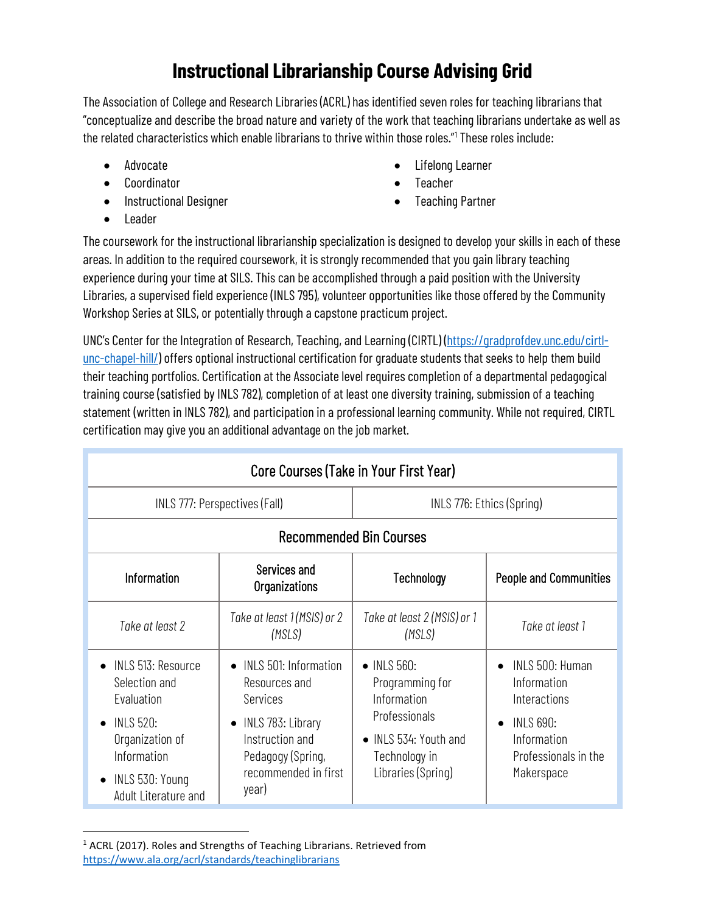# Instructional Librarianship Course Advising Grid

The Association of College and Research Libraries (ACRL) has identified seven roles for teaching librarians that "conceptualize and describe the broad nature and variety of the work that teaching librarians undertake as well as the related characteristics which enable librarians to thrive within those roles."[1] These roles include:

- Advocate
- Coordinator
- Instructional Designer
- Leader
- Lifelong Learner
- Teacher
- Teaching Partner

The coursework for the instructional librarianship specialization is designed to develop your skills in each of these areas. In addition to the required coursework, it is strongly recommended that you gain library teaching experience during your time at SILS. This can be accomplished through a paid position with the University Libraries, a supervised field experience (INLS 795), volunteer opportunities like those offered by the Community Workshop Series at SILS, or potentially through a capstone practicum project.

UNC's Center for the Integration of Research, Teaching, and Learning (CIRTL) (https://gradprofdev.unc.edu/cirtl-unc-chapel-hill/) offers optional instructional certification for graduate students that seeks to help them build their teaching portfolios. Certification at the Associate level requires completion of a departmental pedagogical training course (satisfied by INLS 782), completion of at least one diversity training, submission of a teaching statement (written in INLS 782), and participation in a professional learning community. While not required, CIRTL certification may give you an additional advantage on the job market.

| Core Courses (Take in Your First Year) | | | |
|---|---|---|---|
| INLS 777: Perspectives (Fall) | | INLS 776: Ethics (Spring) | |
| **Recommended Bin Courses** | | | |
| Information | Services and Organizations | Technology | People and Communities |
| *Take at least 2* | *Take at least 1 (MSIS) or 2 (MSLS)* | *Take at least 2 (MSIS) or 1 (MSLS)* | *Take at least 1* |
| • INLS 513: Resource Selection and Evaluation<br>• INLS 520: Organization of Information<br>• INLS 530: Young Adult Literature and | • INLS 501: Information Resources and Services<br>• INLS 783: Library Instruction and Pedagogy (Spring, recommended in first year) | • INLS 560: Programming for Information Professionals<br>• INLS 534: Youth and Technology in Libraries (Spring) | • INLS 500: Human Information Interactions<br>• INLS 690: Information Professionals in the Makerspace |

[1] ACRL (2017). Roles and Strengths of Teaching Librarians. Retrieved from https://www.ala.org/acrl/standards/teachinglibrarians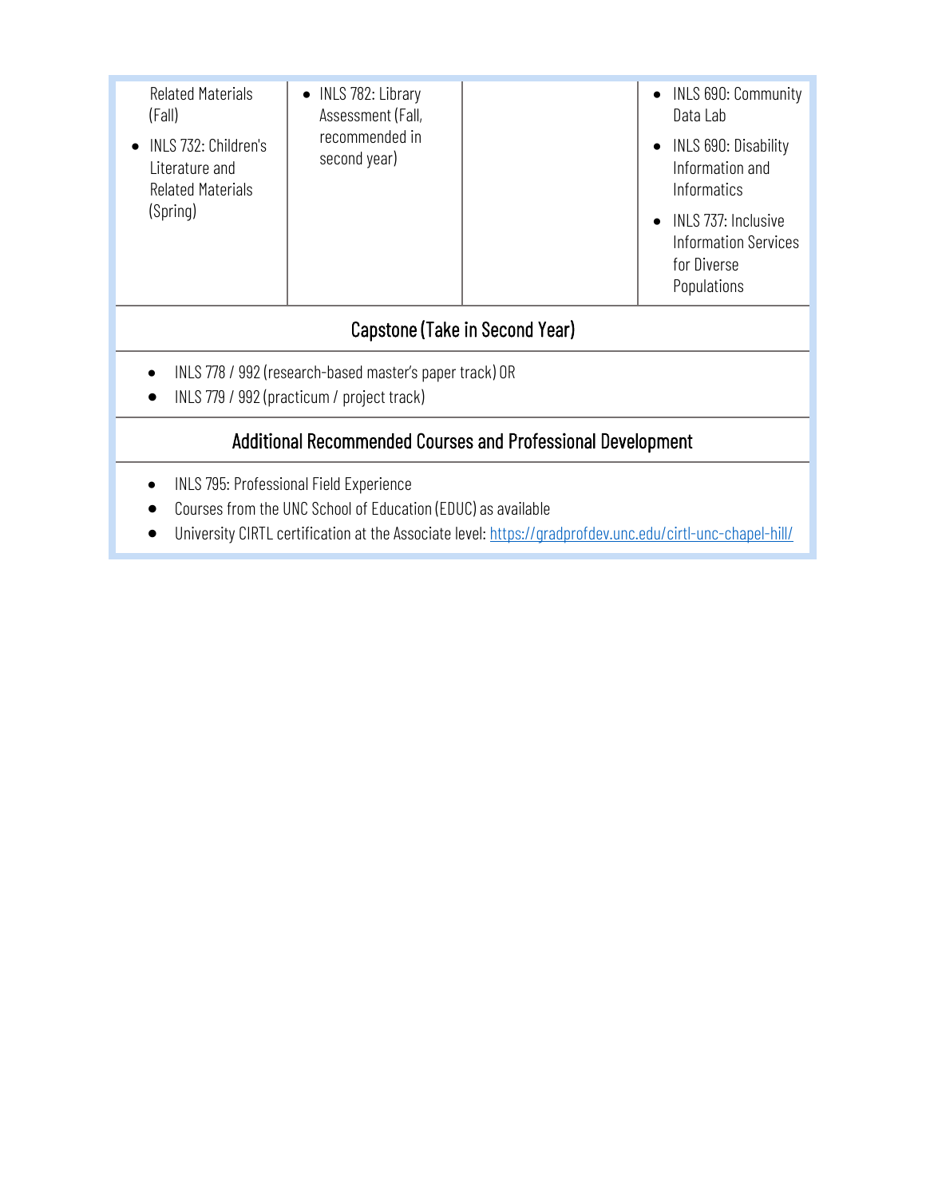| | | | |
|---|---|---|---|
| Related Materials (Fall)<br>• INLS 732: Children's Literature and Related Materials (Spring) | • INLS 782: Library Assessment (Fall, recommended in second year) | | • INLS 690: Community Data Lab<br>• INLS 690: Disability Information and Informatics<br>• INLS 737: Inclusive Information Services for Diverse Populations |

## Capstone (Take in Second Year)

- INLS 778 / 992 (research-based master's paper track) OR
- INLS 779 / 992 (practicum / project track)

## Additional Recommended Courses and Professional Development

- INLS 795: Professional Field Experience
- Courses from the UNC School of Education (EDUC) as available
- University CIRTL certification at the Associate level: https://gradprofdev.unc.edu/cirtl-unc-chapel-hill/